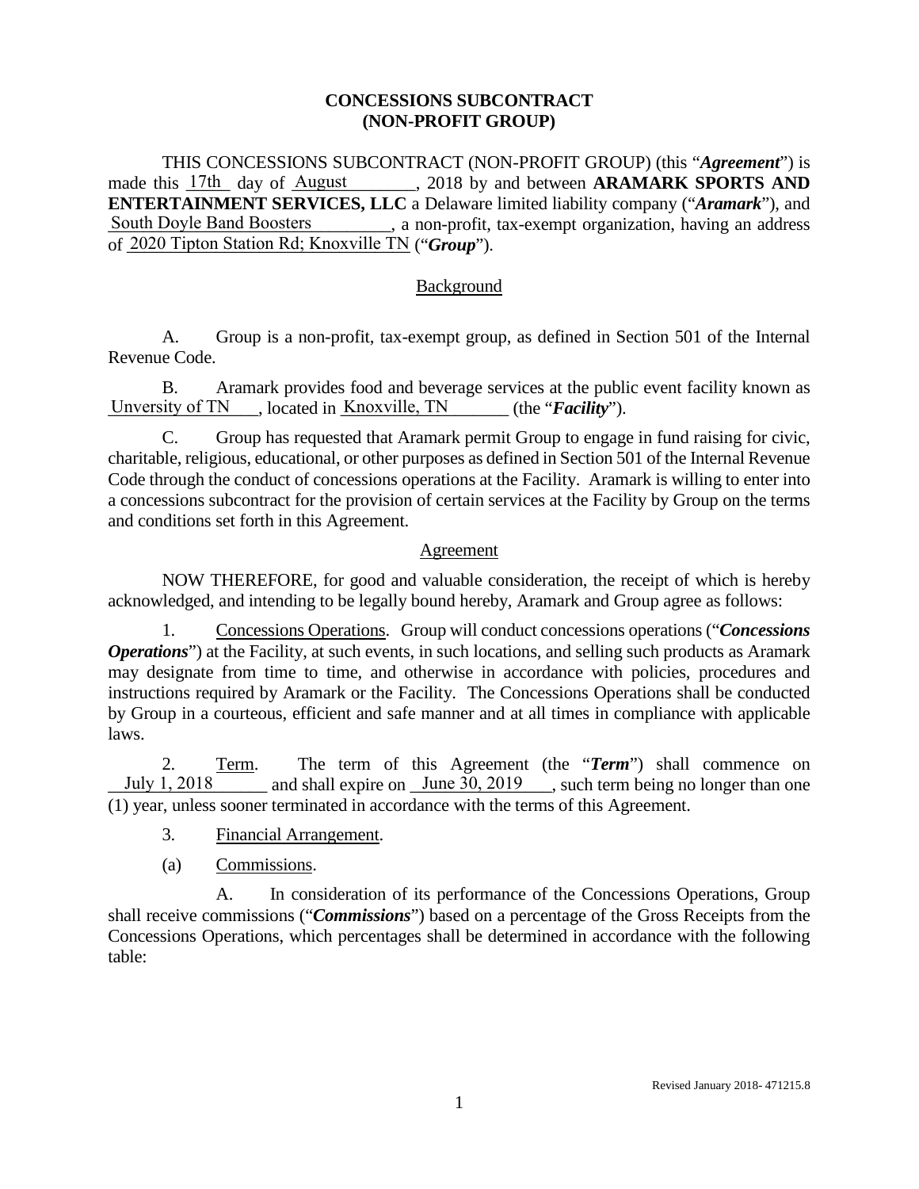# CONCESSIONS SUBCONTRACT
# (NON-PROFIT GROUP)

THIS CONCESSIONS SUBCONTRACT (NON-PROFIT GROUP) (this "***Agreement***") is made this 17th day of August, 2018 by and between **ARAMARK SPORTS AND ENTERTAINMENT SERVICES, LLC** a Delaware limited liability company ("***Aramark***"), and South Doyle Band Boosters, a non-profit, tax-exempt organization, having an address of 2020 Tipton Station Rd; Knoxville TN ("***Group***").

## Background

A. Group is a non-profit, tax-exempt group, as defined in Section 501 of the Internal Revenue Code.

B. Aramark provides food and beverage services at the public event facility known as Unversity of TN, located in Knoxville, TN (the "***Facility***").

C. Group has requested that Aramark permit Group to engage in fund raising for civic, charitable, religious, educational, or other purposes as defined in Section 501 of the Internal Revenue Code through the conduct of concessions operations at the Facility. Aramark is willing to enter into a concessions subcontract for the provision of certain services at the Facility by Group on the terms and conditions set forth in this Agreement.

## Agreement

NOW THEREFORE, for good and valuable consideration, the receipt of which is hereby acknowledged, and intending to be legally bound hereby, Aramark and Group agree as follows:

1. Concessions Operations. Group will conduct concessions operations ("***Concessions Operations***") at the Facility, at such events, in such locations, and selling such products as Aramark may designate from time to time, and otherwise in accordance with policies, procedures and instructions required by Aramark or the Facility. The Concessions Operations shall be conducted by Group in a courteous, efficient and safe manner and at all times in compliance with applicable laws.

2. Term. The term of this Agreement (the "***Term***") shall commence on July 1, 2018 and shall expire on June 30, 2019, such term being no longer than one (1) year, unless sooner terminated in accordance with the terms of this Agreement.

3. Financial Arrangement.

(a) Commissions.

A. In consideration of its performance of the Concessions Operations, Group shall receive commissions ("***Commissions***") based on a percentage of the Gross Receipts from the Concessions Operations, which percentages shall be determined in accordance with the following table: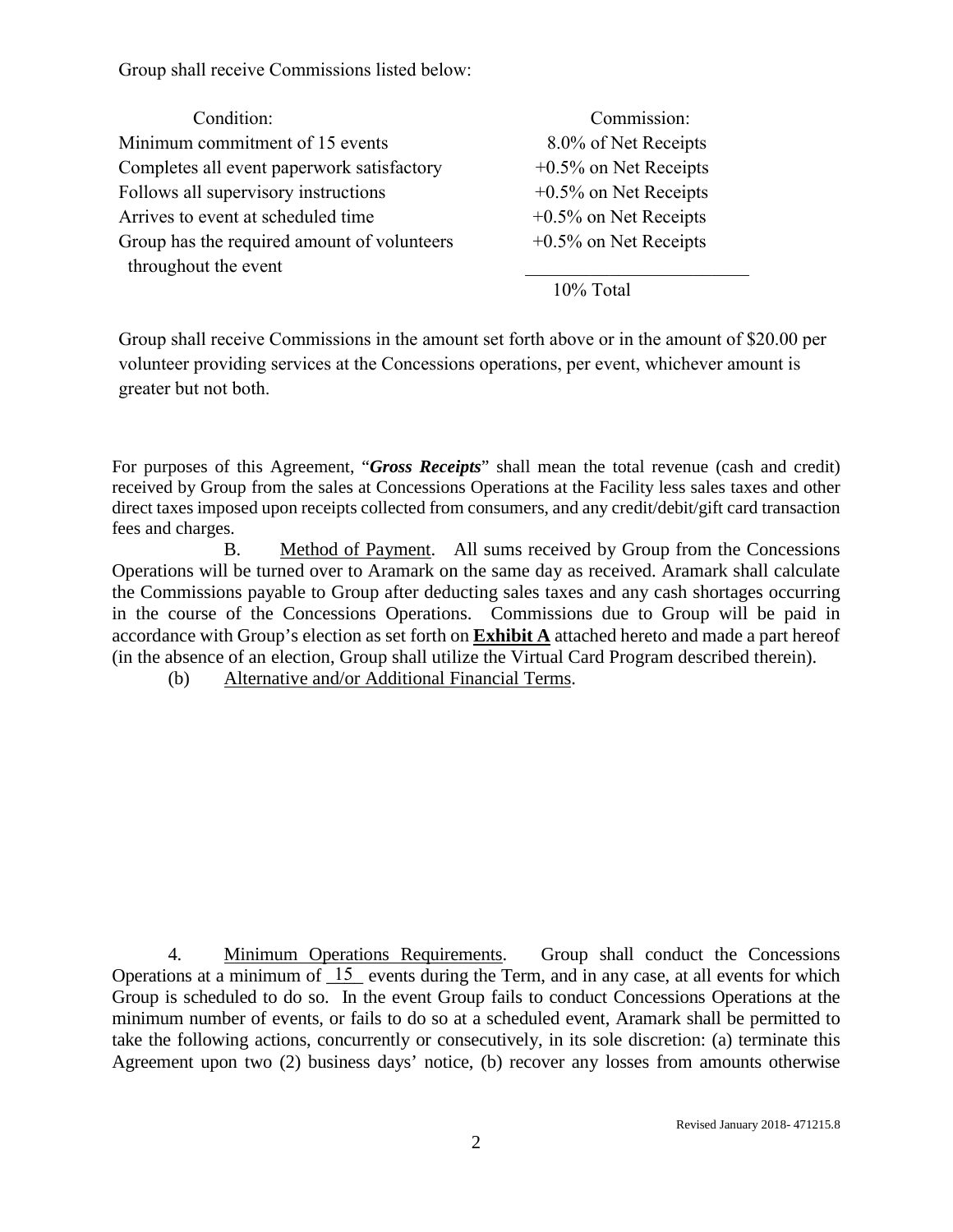Group shall receive Commissions listed below:

| Condition: | Commission: |
|---|---|
| Minimum commitment of 15 events | 8.0% of Net Receipts |
| Completes all event paperwork satisfactory | +0.5% on Net Receipts |
| Follows all supervisory instructions | +0.5% on Net Receipts |
| Arrives to event at scheduled time | +0.5% on Net Receipts |
| Group has the required amount of volunteers throughout the event | +0.5% on Net Receipts |
| | 10% Total |

Group shall receive Commissions in the amount set forth above or in the amount of $20.00 per volunteer providing services at the Concessions operations, per event, whichever amount is greater but not both.

For purposes of this Agreement, "***Gross Receipts***" shall mean the total revenue (cash and credit) received by Group from the sales at Concessions Operations at the Facility less sales taxes and other direct taxes imposed upon receipts collected from consumers, and any credit/debit/gift card transaction fees and charges.

B. Method of Payment. All sums received by Group from the Concessions Operations will be turned over to Aramark on the same day as received. Aramark shall calculate the Commissions payable to Group after deducting sales taxes and any cash shortages occurring in the course of the Concessions Operations. Commissions due to Group will be paid in accordance with Group's election as set forth on **Exhibit A** attached hereto and made a part hereof (in the absence of an election, Group shall utilize the Virtual Card Program described therein).

(b) Alternative and/or Additional Financial Terms.

4. Minimum Operations Requirements. Group shall conduct the Concessions Operations at a minimum of 15 events during the Term, and in any case, at all events for which Group is scheduled to do so. In the event Group fails to conduct Concessions Operations at the minimum number of events, or fails to do so at a scheduled event, Aramark shall be permitted to take the following actions, concurrently or consecutively, in its sole discretion: (a) terminate this Agreement upon two (2) business days' notice, (b) recover any losses from amounts otherwise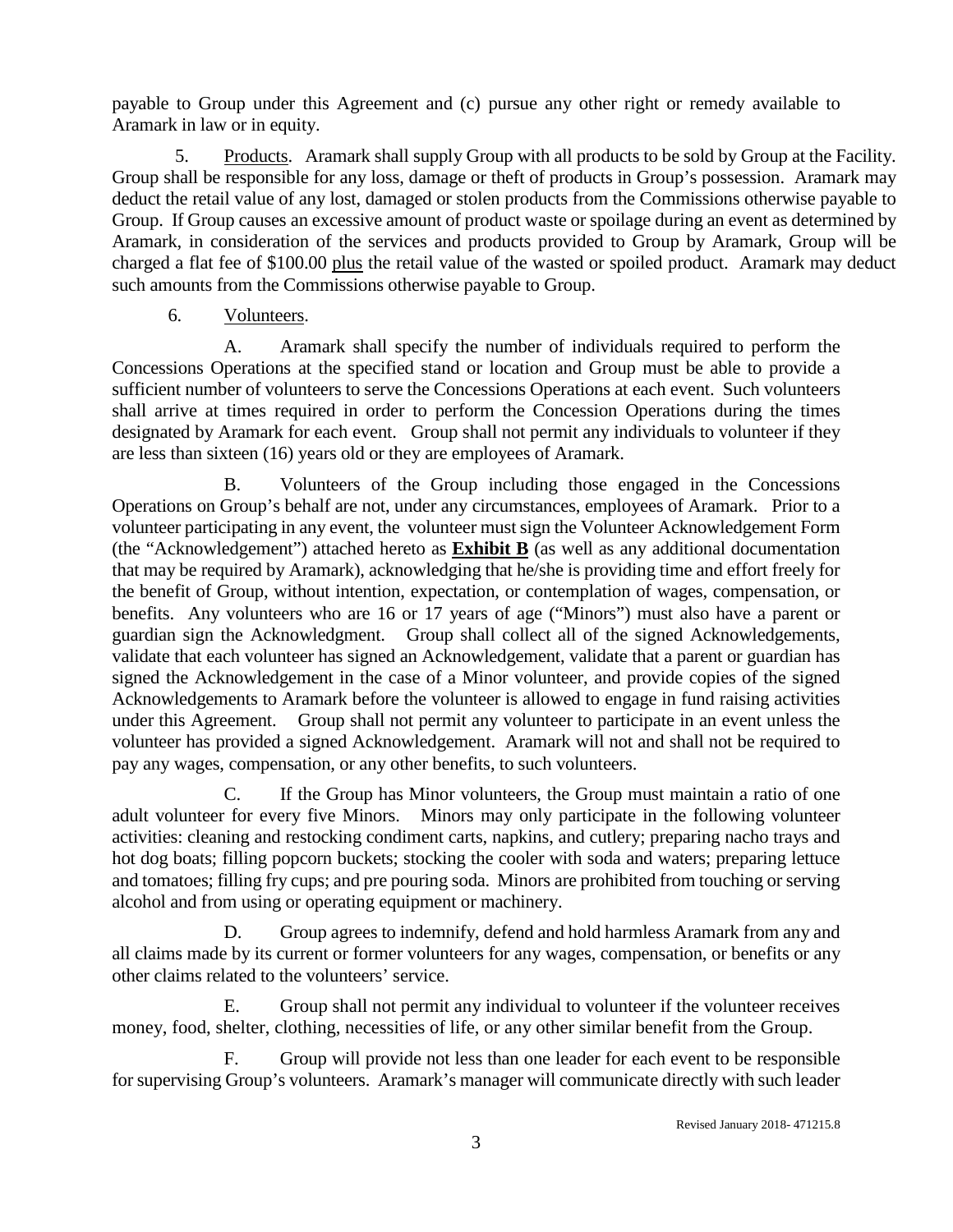payable to Group under this Agreement and (c) pursue any other right or remedy available to Aramark in law or in equity.

5. Products. Aramark shall supply Group with all products to be sold by Group at the Facility. Group shall be responsible for any loss, damage or theft of products in Group's possession. Aramark may deduct the retail value of any lost, damaged or stolen products from the Commissions otherwise payable to Group. If Group causes an excessive amount of product waste or spoilage during an event as determined by Aramark, in consideration of the services and products provided to Group by Aramark, Group will be charged a flat fee of $100.00 plus the retail value of the wasted or spoiled product. Aramark may deduct such amounts from the Commissions otherwise payable to Group.

6. Volunteers.

A. Aramark shall specify the number of individuals required to perform the Concessions Operations at the specified stand or location and Group must be able to provide a sufficient number of volunteers to serve the Concessions Operations at each event. Such volunteers shall arrive at times required in order to perform the Concession Operations during the times designated by Aramark for each event. Group shall not permit any individuals to volunteer if they are less than sixteen (16) years old or they are employees of Aramark.

B. Volunteers of the Group including those engaged in the Concessions Operations on Group's behalf are not, under any circumstances, employees of Aramark. Prior to a volunteer participating in any event, the volunteer must sign the Volunteer Acknowledgement Form (the "Acknowledgement") attached hereto as **Exhibit B** (as well as any additional documentation that may be required by Aramark), acknowledging that he/she is providing time and effort freely for the benefit of Group, without intention, expectation, or contemplation of wages, compensation, or benefits. Any volunteers who are 16 or 17 years of age ("Minors") must also have a parent or guardian sign the Acknowledgment. Group shall collect all of the signed Acknowledgements, validate that each volunteer has signed an Acknowledgement, validate that a parent or guardian has signed the Acknowledgement in the case of a Minor volunteer, and provide copies of the signed Acknowledgements to Aramark before the volunteer is allowed to engage in fund raising activities under this Agreement. Group shall not permit any volunteer to participate in an event unless the volunteer has provided a signed Acknowledgement. Aramark will not and shall not be required to pay any wages, compensation, or any other benefits, to such volunteers.

C. If the Group has Minor volunteers, the Group must maintain a ratio of one adult volunteer for every five Minors. Minors may only participate in the following volunteer activities: cleaning and restocking condiment carts, napkins, and cutlery; preparing nacho trays and hot dog boats; filling popcorn buckets; stocking the cooler with soda and waters; preparing lettuce and tomatoes; filling fry cups; and pre pouring soda. Minors are prohibited from touching or serving alcohol and from using or operating equipment or machinery.

D. Group agrees to indemnify, defend and hold harmless Aramark from any and all claims made by its current or former volunteers for any wages, compensation, or benefits or any other claims related to the volunteers' service.

E. Group shall not permit any individual to volunteer if the volunteer receives money, food, shelter, clothing, necessities of life, or any other similar benefit from the Group.

F. Group will provide not less than one leader for each event to be responsible for supervising Group's volunteers. Aramark's manager will communicate directly with such leader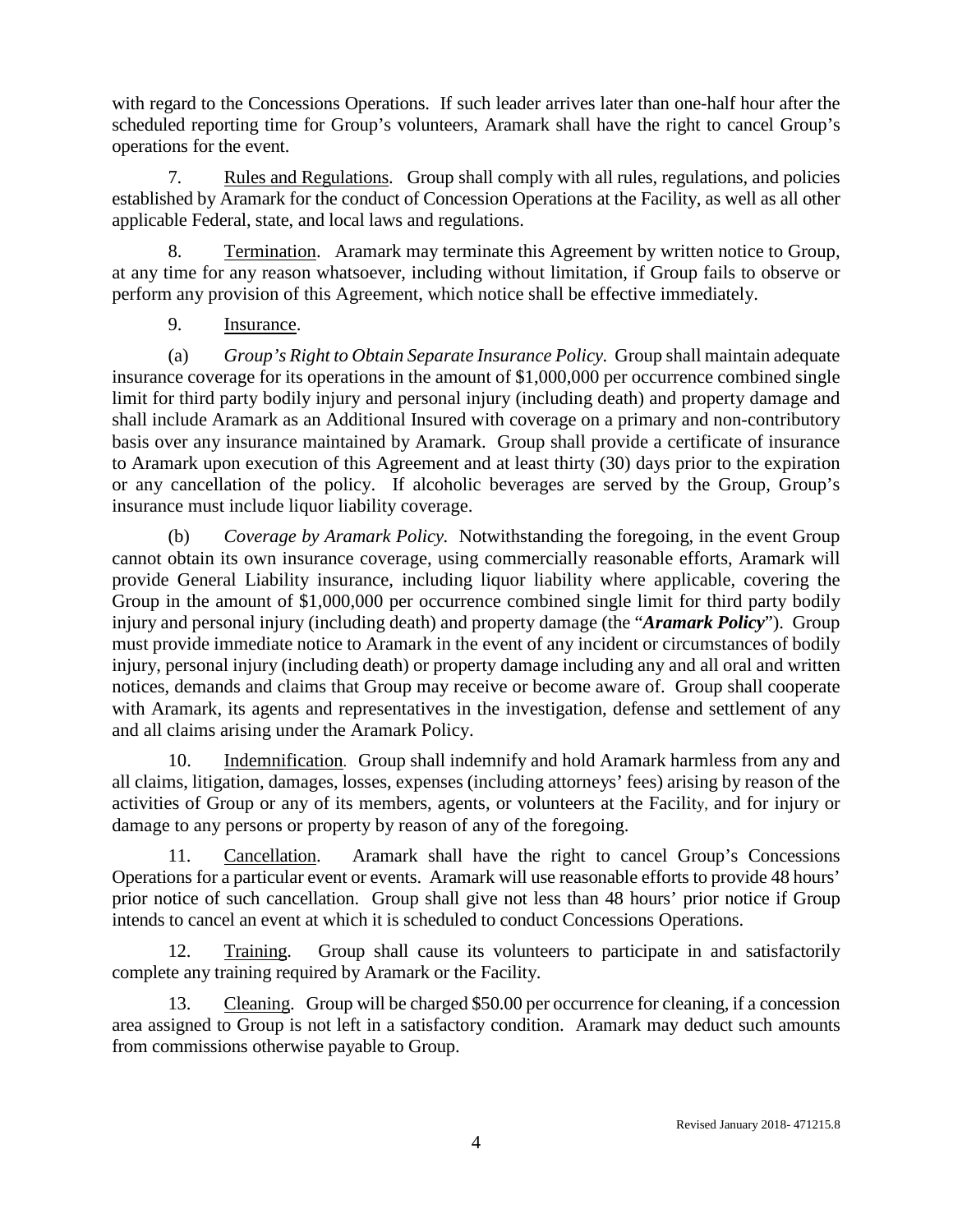with regard to the Concessions Operations. If such leader arrives later than one-half hour after the scheduled reporting time for Group's volunteers, Aramark shall have the right to cancel Group's operations for the event.

7. Rules and Regulations. Group shall comply with all rules, regulations, and policies established by Aramark for the conduct of Concession Operations at the Facility, as well as all other applicable Federal, state, and local laws and regulations.

8. Termination. Aramark may terminate this Agreement by written notice to Group, at any time for any reason whatsoever, including without limitation, if Group fails to observe or perform any provision of this Agreement, which notice shall be effective immediately.

9. Insurance.

(a) *Group's Right to Obtain Separate Insurance Policy.* Group shall maintain adequate insurance coverage for its operations in the amount of $1,000,000 per occurrence combined single limit for third party bodily injury and personal injury (including death) and property damage and shall include Aramark as an Additional Insured with coverage on a primary and non-contributory basis over any insurance maintained by Aramark. Group shall provide a certificate of insurance to Aramark upon execution of this Agreement and at least thirty (30) days prior to the expiration or any cancellation of the policy. If alcoholic beverages are served by the Group, Group's insurance must include liquor liability coverage.

(b) *Coverage by Aramark Policy.* Notwithstanding the foregoing, in the event Group cannot obtain its own insurance coverage, using commercially reasonable efforts, Aramark will provide General Liability insurance, including liquor liability where applicable, covering the Group in the amount of $1,000,000 per occurrence combined single limit for third party bodily injury and personal injury (including death) and property damage (the "***Aramark Policy***"). Group must provide immediate notice to Aramark in the event of any incident or circumstances of bodily injury, personal injury (including death) or property damage including any and all oral and written notices, demands and claims that Group may receive or become aware of. Group shall cooperate with Aramark, its agents and representatives in the investigation, defense and settlement of any and all claims arising under the Aramark Policy.

10. Indemnification. Group shall indemnify and hold Aramark harmless from any and all claims, litigation, damages, losses, expenses (including attorneys' fees) arising by reason of the activities of Group or any of its members, agents, or volunteers at the Facility, and for injury or damage to any persons or property by reason of any of the foregoing.

11. Cancellation. Aramark shall have the right to cancel Group's Concessions Operations for a particular event or events. Aramark will use reasonable efforts to provide 48 hours' prior notice of such cancellation. Group shall give not less than 48 hours' prior notice if Group intends to cancel an event at which it is scheduled to conduct Concessions Operations.

12. Training. Group shall cause its volunteers to participate in and satisfactorily complete any training required by Aramark or the Facility.

13. Cleaning. Group will be charged $50.00 per occurrence for cleaning, if a concession area assigned to Group is not left in a satisfactory condition. Aramark may deduct such amounts from commissions otherwise payable to Group.

Revised January 2018- 471215.8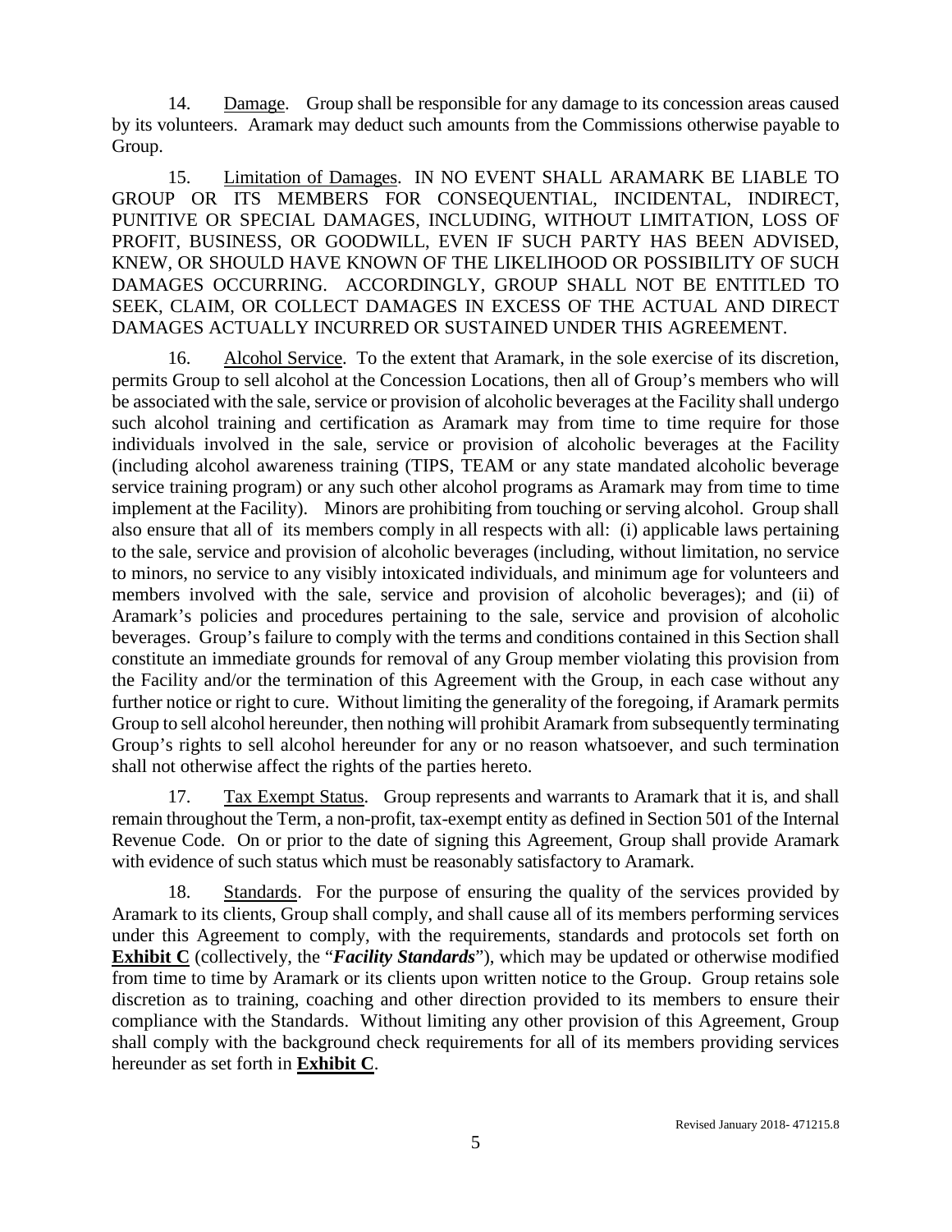14. Damage. Group shall be responsible for any damage to its concession areas caused by its volunteers. Aramark may deduct such amounts from the Commissions otherwise payable to Group.

15. Limitation of Damages. IN NO EVENT SHALL ARAMARK BE LIABLE TO GROUP OR ITS MEMBERS FOR CONSEQUENTIAL, INCIDENTAL, INDIRECT, PUNITIVE OR SPECIAL DAMAGES, INCLUDING, WITHOUT LIMITATION, LOSS OF PROFIT, BUSINESS, OR GOODWILL, EVEN IF SUCH PARTY HAS BEEN ADVISED, KNEW, OR SHOULD HAVE KNOWN OF THE LIKELIHOOD OR POSSIBILITY OF SUCH DAMAGES OCCURRING. ACCORDINGLY, GROUP SHALL NOT BE ENTITLED TO SEEK, CLAIM, OR COLLECT DAMAGES IN EXCESS OF THE ACTUAL AND DIRECT DAMAGES ACTUALLY INCURRED OR SUSTAINED UNDER THIS AGREEMENT.

16. Alcohol Service. To the extent that Aramark, in the sole exercise of its discretion, permits Group to sell alcohol at the Concession Locations, then all of Group's members who will be associated with the sale, service or provision of alcoholic beverages at the Facility shall undergo such alcohol training and certification as Aramark may from time to time require for those individuals involved in the sale, service or provision of alcoholic beverages at the Facility (including alcohol awareness training (TIPS, TEAM or any state mandated alcoholic beverage service training program) or any such other alcohol programs as Aramark may from time to time implement at the Facility). Minors are prohibiting from touching or serving alcohol. Group shall also ensure that all of its members comply in all respects with all: (i) applicable laws pertaining to the sale, service and provision of alcoholic beverages (including, without limitation, no service to minors, no service to any visibly intoxicated individuals, and minimum age for volunteers and members involved with the sale, service and provision of alcoholic beverages); and (ii) of Aramark's policies and procedures pertaining to the sale, service and provision of alcoholic beverages. Group's failure to comply with the terms and conditions contained in this Section shall constitute an immediate grounds for removal of any Group member violating this provision from the Facility and/or the termination of this Agreement with the Group, in each case without any further notice or right to cure. Without limiting the generality of the foregoing, if Aramark permits Group to sell alcohol hereunder, then nothing will prohibit Aramark from subsequently terminating Group's rights to sell alcohol hereunder for any or no reason whatsoever, and such termination shall not otherwise affect the rights of the parties hereto.

17. Tax Exempt Status. Group represents and warrants to Aramark that it is, and shall remain throughout the Term, a non-profit, tax-exempt entity as defined in Section 501 of the Internal Revenue Code. On or prior to the date of signing this Agreement, Group shall provide Aramark with evidence of such status which must be reasonably satisfactory to Aramark.

18. Standards. For the purpose of ensuring the quality of the services provided by Aramark to its clients, Group shall comply, and shall cause all of its members performing services under this Agreement to comply, with the requirements, standards and protocols set forth on **Exhibit C** (collectively, the "***Facility Standards***"), which may be updated or otherwise modified from time to time by Aramark or its clients upon written notice to the Group. Group retains sole discretion as to training, coaching and other direction provided to its members to ensure their compliance with the Standards. Without limiting any other provision of this Agreement, Group shall comply with the background check requirements for all of its members providing services hereunder as set forth in **Exhibit C**.

Revised January 2018- 471215.8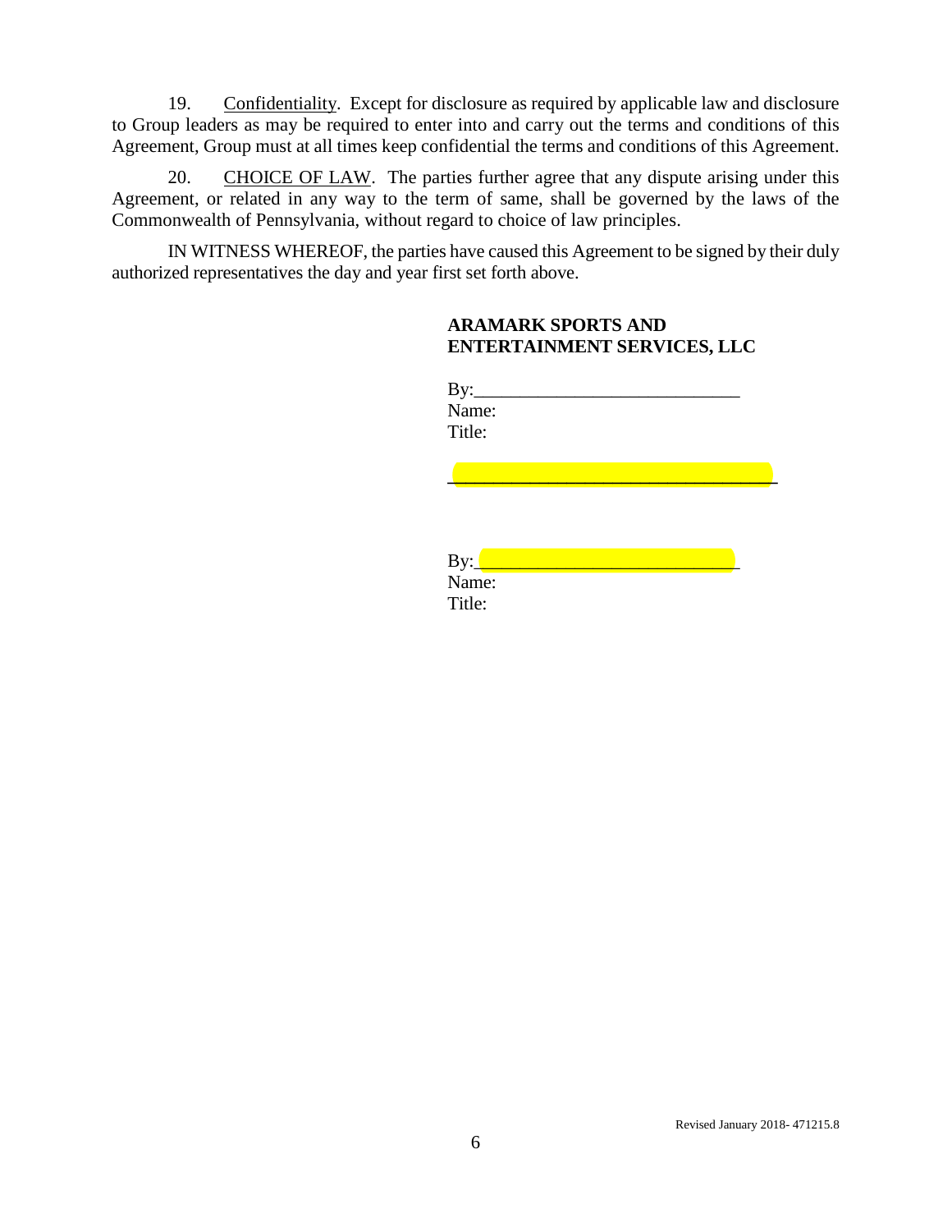19. Confidentiality. Except for disclosure as required by applicable law and disclosure to Group leaders as may be required to enter into and carry out the terms and conditions of this Agreement, Group must at all times keep confidential the terms and conditions of this Agreement.

20. CHOICE OF LAW. The parties further agree that any dispute arising under this Agreement, or related in any way to the term of same, shall be governed by the laws of the Commonwealth of Pennsylvania, without regard to choice of law principles.

IN WITNESS WHEREOF, the parties have caused this Agreement to be signed by their duly authorized representatives the day and year first set forth above.

**ARAMARK SPORTS AND ENTERTAINMENT SERVICES, LLC**

By:____________________________
Name:
Title:

___________________________________

By:____________________________
Name:
Title:

Revised January 2018- 471215.8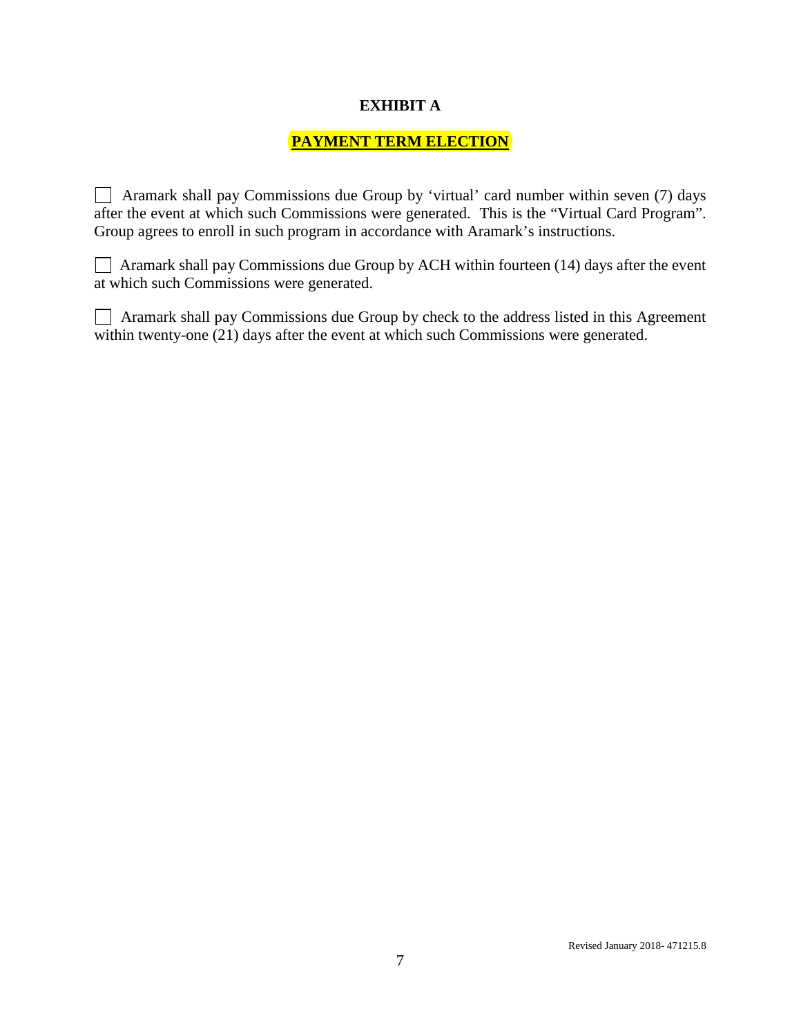# EXHIBIT A

## PAYMENT TERM ELECTION

☐ Aramark shall pay Commissions due Group by ‘virtual’ card number within seven (7) days after the event at which such Commissions were generated. This is the “Virtual Card Program”. Group agrees to enroll in such program in accordance with Aramark’s instructions.

☐ Aramark shall pay Commissions due Group by ACH within fourteen (14) days after the event at which such Commissions were generated.

☐ Aramark shall pay Commissions due Group by check to the address listed in this Agreement within twenty-one (21) days after the event at which such Commissions were generated.

Revised January 2018- 471215.8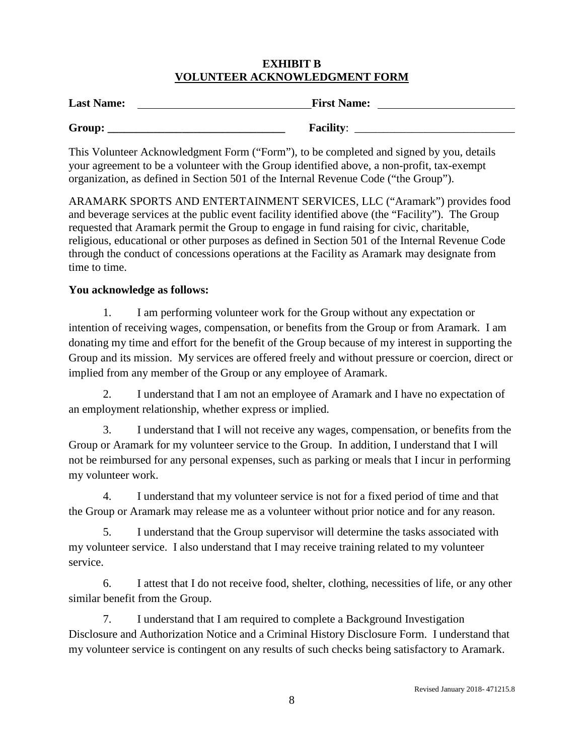# EXHIBIT B
## VOLUNTEER ACKNOWLEDGMENT FORM

**Last Name:** ______________________________ **First Name:** ________________________

**Group:** ________________________________ **Facility**: ____________________________

This Volunteer Acknowledgment Form ("Form"), to be completed and signed by you, details your agreement to be a volunteer with the Group identified above, a non-profit, tax-exempt organization, as defined in Section 501 of the Internal Revenue Code ("the Group").

ARAMARK SPORTS AND ENTERTAINMENT SERVICES, LLC ("Aramark") provides food and beverage services at the public event facility identified above (the "Facility"). The Group requested that Aramark permit the Group to engage in fund raising for civic, charitable, religious, educational or other purposes as defined in Section 501 of the Internal Revenue Code through the conduct of concessions operations at the Facility as Aramark may designate from time to time.

**You acknowledge as follows:**

1. I am performing volunteer work for the Group without any expectation or intention of receiving wages, compensation, or benefits from the Group or from Aramark. I am donating my time and effort for the benefit of the Group because of my interest in supporting the Group and its mission. My services are offered freely and without pressure or coercion, direct or implied from any member of the Group or any employee of Aramark.

2. I understand that I am not an employee of Aramark and I have no expectation of an employment relationship, whether express or implied.

3. I understand that I will not receive any wages, compensation, or benefits from the Group or Aramark for my volunteer service to the Group. In addition, I understand that I will not be reimbursed for any personal expenses, such as parking or meals that I incur in performing my volunteer work.

4. I understand that my volunteer service is not for a fixed period of time and that the Group or Aramark may release me as a volunteer without prior notice and for any reason.

5. I understand that the Group supervisor will determine the tasks associated with my volunteer service. I also understand that I may receive training related to my volunteer service.

6. I attest that I do not receive food, shelter, clothing, necessities of life, or any other similar benefit from the Group.

7. I understand that I am required to complete a Background Investigation Disclosure and Authorization Notice and a Criminal History Disclosure Form. I understand that my volunteer service is contingent on any results of such checks being satisfactory to Aramark.

Revised January 2018- 471215.8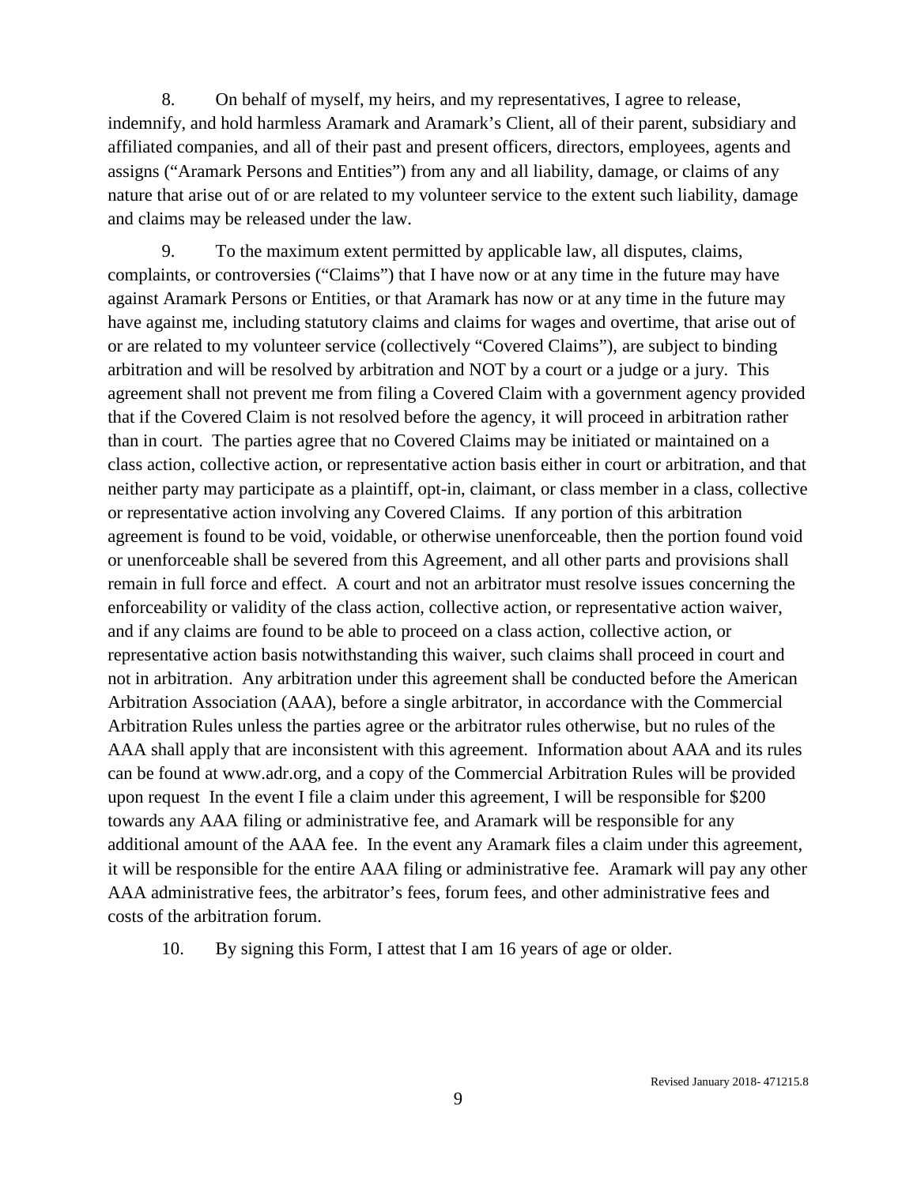8. On behalf of myself, my heirs, and my representatives, I agree to release, indemnify, and hold harmless Aramark and Aramark's Client, all of their parent, subsidiary and affiliated companies, and all of their past and present officers, directors, employees, agents and assigns ("Aramark Persons and Entities") from any and all liability, damage, or claims of any nature that arise out of or are related to my volunteer service to the extent such liability, damage and claims may be released under the law.

9. To the maximum extent permitted by applicable law, all disputes, claims, complaints, or controversies ("Claims") that I have now or at any time in the future may have against Aramark Persons or Entities, or that Aramark has now or at any time in the future may have against me, including statutory claims and claims for wages and overtime, that arise out of or are related to my volunteer service (collectively "Covered Claims"), are subject to binding arbitration and will be resolved by arbitration and NOT by a court or a judge or a jury. This agreement shall not prevent me from filing a Covered Claim with a government agency provided that if the Covered Claim is not resolved before the agency, it will proceed in arbitration rather than in court. The parties agree that no Covered Claims may be initiated or maintained on a class action, collective action, or representative action basis either in court or arbitration, and that neither party may participate as a plaintiff, opt-in, claimant, or class member in a class, collective or representative action involving any Covered Claims. If any portion of this arbitration agreement is found to be void, voidable, or otherwise unenforceable, then the portion found void or unenforceable shall be severed from this Agreement, and all other parts and provisions shall remain in full force and effect. A court and not an arbitrator must resolve issues concerning the enforceability or validity of the class action, collective action, or representative action waiver, and if any claims are found to be able to proceed on a class action, collective action, or representative action basis notwithstanding this waiver, such claims shall proceed in court and not in arbitration. Any arbitration under this agreement shall be conducted before the American Arbitration Association (AAA), before a single arbitrator, in accordance with the Commercial Arbitration Rules unless the parties agree or the arbitrator rules otherwise, but no rules of the AAA shall apply that are inconsistent with this agreement. Information about AAA and its rules can be found at www.adr.org, and a copy of the Commercial Arbitration Rules will be provided upon request In the event I file a claim under this agreement, I will be responsible for $200 towards any AAA filing or administrative fee, and Aramark will be responsible for any additional amount of the AAA fee. In the event any Aramark files a claim under this agreement, it will be responsible for the entire AAA filing or administrative fee. Aramark will pay any other AAA administrative fees, the arbitrator's fees, forum fees, and other administrative fees and costs of the arbitration forum.

10. By signing this Form, I attest that I am 16 years of age or older.

Revised January 2018- 471215.8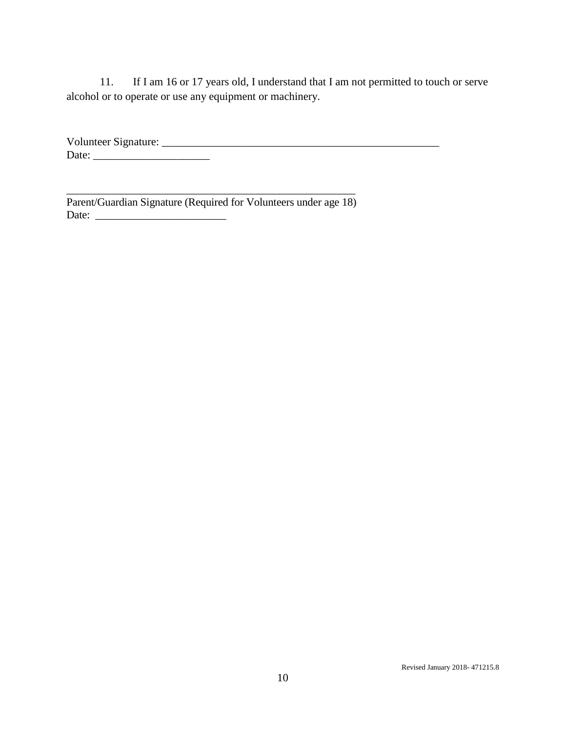11. If I am 16 or 17 years old, I understand that I am not permitted to touch or serve alcohol or to operate or use any equipment or machinery.

Volunteer Signature: ____________________________________________________
Date: _____________________

_______________________________________________________
Parent/Guardian Signature (Required for Volunteers under age 18)
Date: ________________________

Revised January 2018- 471215.8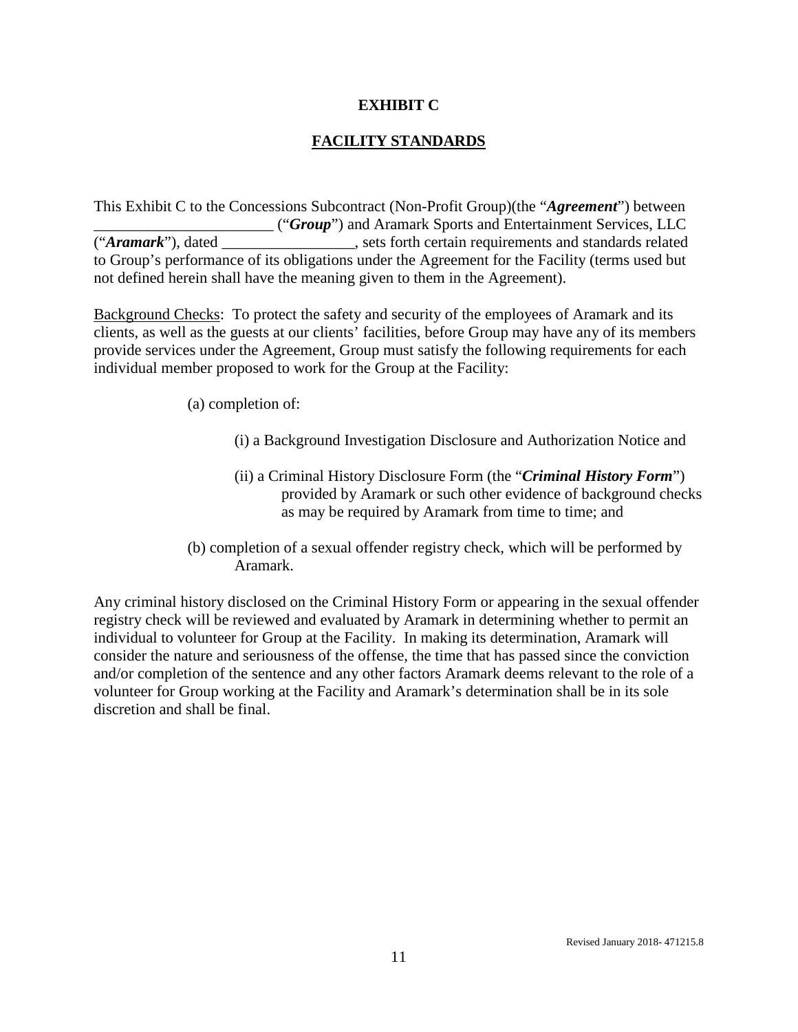# EXHIBIT C

## FACILITY STANDARDS

This Exhibit C to the Concessions Subcontract (Non-Profit Group)(the "***Agreement***") between _______________________ ("***Group***") and Aramark Sports and Entertainment Services, LLC ("***Aramark***"), dated _________________, sets forth certain requirements and standards related to Group's performance of its obligations under the Agreement for the Facility (terms used but not defined herein shall have the meaning given to them in the Agreement).

Background Checks: To protect the safety and security of the employees of Aramark and its clients, as well as the guests at our clients' facilities, before Group may have any of its members provide services under the Agreement, Group must satisfy the following requirements for each individual member proposed to work for the Group at the Facility:

(a) completion of:

(i) a Background Investigation Disclosure and Authorization Notice and

(ii) a Criminal History Disclosure Form (the "***Criminal History Form***") provided by Aramark or such other evidence of background checks as may be required by Aramark from time to time; and

(b) completion of a sexual offender registry check, which will be performed by Aramark.

Any criminal history disclosed on the Criminal History Form or appearing in the sexual offender registry check will be reviewed and evaluated by Aramark in determining whether to permit an individual to volunteer for Group at the Facility. In making its determination, Aramark will consider the nature and seriousness of the offense, the time that has passed since the conviction and/or completion of the sentence and any other factors Aramark deems relevant to the role of a volunteer for Group working at the Facility and Aramark's determination shall be in its sole discretion and shall be final.

Revised January 2018- 471215.8